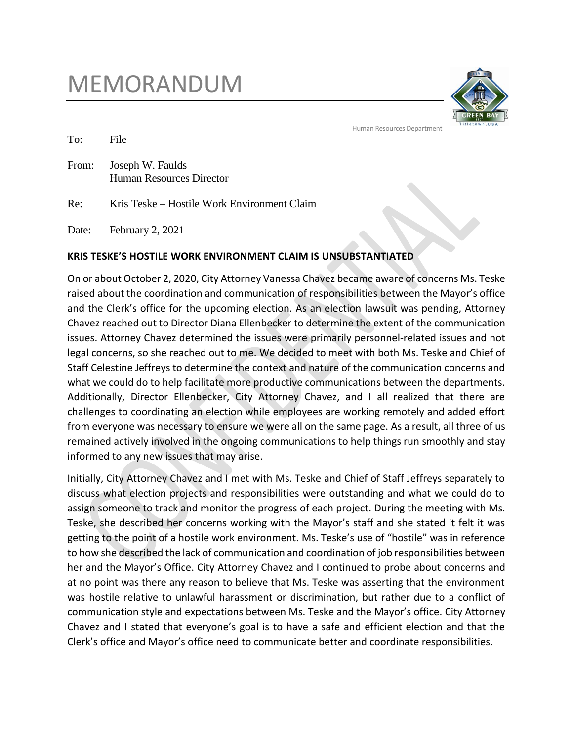# MEMORANDUM

Human Resources Department

To: File

From: Joseph W. Faulds
Human Resources Director

Re: Kris Teske – Hostile Work Environment Claim

Date: February 2, 2021

**KRIS TESKE'S HOSTILE WORK ENVIRONMENT CLAIM IS UNSUBSTANTIATED**

On or about October 2, 2020, City Attorney Vanessa Chavez became aware of concerns Ms. Teske raised about the coordination and communication of responsibilities between the Mayor's office and the Clerk's office for the upcoming election. As an election lawsuit was pending, Attorney Chavez reached out to Director Diana Ellenbecker to determine the extent of the communication issues. Attorney Chavez determined the issues were primarily personnel-related issues and not legal concerns, so she reached out to me. We decided to meet with both Ms. Teske and Chief of Staff Celestine Jeffreys to determine the context and nature of the communication concerns and what we could do to help facilitate more productive communications between the departments. Additionally, Director Ellenbecker, City Attorney Chavez, and I all realized that there are challenges to coordinating an election while employees are working remotely and added effort from everyone was necessary to ensure we were all on the same page. As a result, all three of us remained actively involved in the ongoing communications to help things run smoothly and stay informed to any new issues that may arise.

Initially, City Attorney Chavez and I met with Ms. Teske and Chief of Staff Jeffreys separately to discuss what election projects and responsibilities were outstanding and what we could do to assign someone to track and monitor the progress of each project. During the meeting with Ms. Teske, she described her concerns working with the Mayor's staff and she stated it felt it was getting to the point of a hostile work environment. Ms. Teske's use of "hostile" was in reference to how she described the lack of communication and coordination of job responsibilities between her and the Mayor's Office. City Attorney Chavez and I continued to probe about concerns and at no point was there any reason to believe that Ms. Teske was asserting that the environment was hostile relative to unlawful harassment or discrimination, but rather due to a conflict of communication style and expectations between Ms. Teske and the Mayor's office. City Attorney Chavez and I stated that everyone's goal is to have a safe and efficient election and that the Clerk's office and Mayor's office need to communicate better and coordinate responsibilities.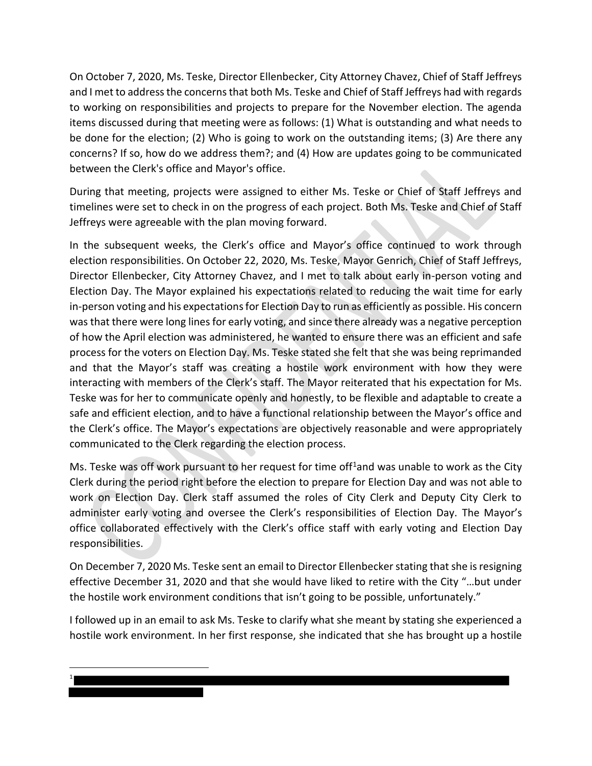On October 7, 2020, Ms. Teske, Director Ellenbecker, City Attorney Chavez, Chief of Staff Jeffreys and I met to address the concerns that both Ms. Teske and Chief of Staff Jeffreys had with regards to working on responsibilities and projects to prepare for the November election. The agenda items discussed during that meeting were as follows: (1) What is outstanding and what needs to be done for the election; (2) Who is going to work on the outstanding items; (3) Are there any concerns? If so, how do we address them?; and (4) How are updates going to be communicated between the Clerk's office and Mayor's office.

During that meeting, projects were assigned to either Ms. Teske or Chief of Staff Jeffreys and timelines were set to check in on the progress of each project. Both Ms. Teske and Chief of Staff Jeffreys were agreeable with the plan moving forward.

In the subsequent weeks, the Clerk's office and Mayor's office continued to work through election responsibilities. On October 22, 2020, Ms. Teske, Mayor Genrich, Chief of Staff Jeffreys, Director Ellenbecker, City Attorney Chavez, and I met to talk about early in-person voting and Election Day. The Mayor explained his expectations related to reducing the wait time for early in-person voting and his expectations for Election Day to run as efficiently as possible. His concern was that there were long lines for early voting, and since there already was a negative perception of how the April election was administered, he wanted to ensure there was an efficient and safe process for the voters on Election Day. Ms. Teske stated she felt that she was being reprimanded and that the Mayor's staff was creating a hostile work environment with how they were interacting with members of the Clerk's staff. The Mayor reiterated that his expectation for Ms. Teske was for her to communicate openly and honestly, to be flexible and adaptable to create a safe and efficient election, and to have a functional relationship between the Mayor's office and the Clerk's office. The Mayor's expectations are objectively reasonable and were appropriately communicated to the Clerk regarding the election process.

Ms. Teske was off work pursuant to her request for time off[1] and was unable to work as the City Clerk during the period right before the election to prepare for Election Day and was not able to work on Election Day. Clerk staff assumed the roles of City Clerk and Deputy City Clerk to administer early voting and oversee the Clerk's responsibilities of Election Day. The Mayor's office collaborated effectively with the Clerk's office staff with early voting and Election Day responsibilities.

On December 7, 2020 Ms. Teske sent an email to Director Ellenbecker stating that she is resigning effective December 31, 2020 and that she would have liked to retire with the City "…but under the hostile work environment conditions that isn't going to be possible, unfortunately."

I followed up in an email to ask Ms. Teske to clarify what she meant by stating she experienced a hostile work environment. In her first response, she indicated that she has brought up a hostile

---

[1] [REDACTED]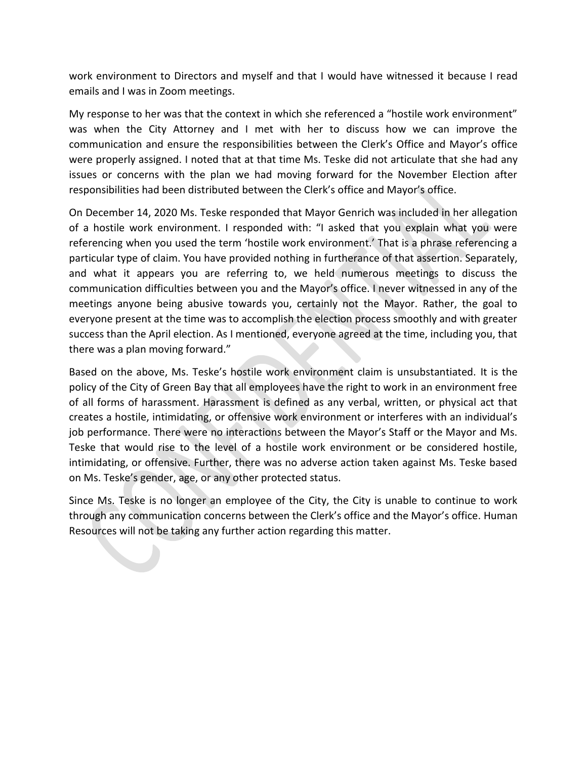work environment to Directors and myself and that I would have witnessed it because I read emails and I was in Zoom meetings.

My response to her was that the context in which she referenced a "hostile work environment" was when the City Attorney and I met with her to discuss how we can improve the communication and ensure the responsibilities between the Clerk's Office and Mayor's office were properly assigned. I noted that at that time Ms. Teske did not articulate that she had any issues or concerns with the plan we had moving forward for the November Election after responsibilities had been distributed between the Clerk's office and Mayor's office.

On December 14, 2020 Ms. Teske responded that Mayor Genrich was included in her allegation of a hostile work environment. I responded with: "I asked that you explain what you were referencing when you used the term 'hostile work environment.' That is a phrase referencing a particular type of claim. You have provided nothing in furtherance of that assertion. Separately, and what it appears you are referring to, we held numerous meetings to discuss the communication difficulties between you and the Mayor's office. I never witnessed in any of the meetings anyone being abusive towards you, certainly not the Mayor. Rather, the goal to everyone present at the time was to accomplish the election process smoothly and with greater success than the April election. As I mentioned, everyone agreed at the time, including you, that there was a plan moving forward."

Based on the above, Ms. Teske's hostile work environment claim is unsubstantiated. It is the policy of the City of Green Bay that all employees have the right to work in an environment free of all forms of harassment. Harassment is defined as any verbal, written, or physical act that creates a hostile, intimidating, or offensive work environment or interferes with an individual's job performance. There were no interactions between the Mayor's Staff or the Mayor and Ms. Teske that would rise to the level of a hostile work environment or be considered hostile, intimidating, or offensive. Further, there was no adverse action taken against Ms. Teske based on Ms. Teske's gender, age, or any other protected status.

Since Ms. Teske is no longer an employee of the City, the City is unable to continue to work through any communication concerns between the Clerk's office and the Mayor's office. Human Resources will not be taking any further action regarding this matter.